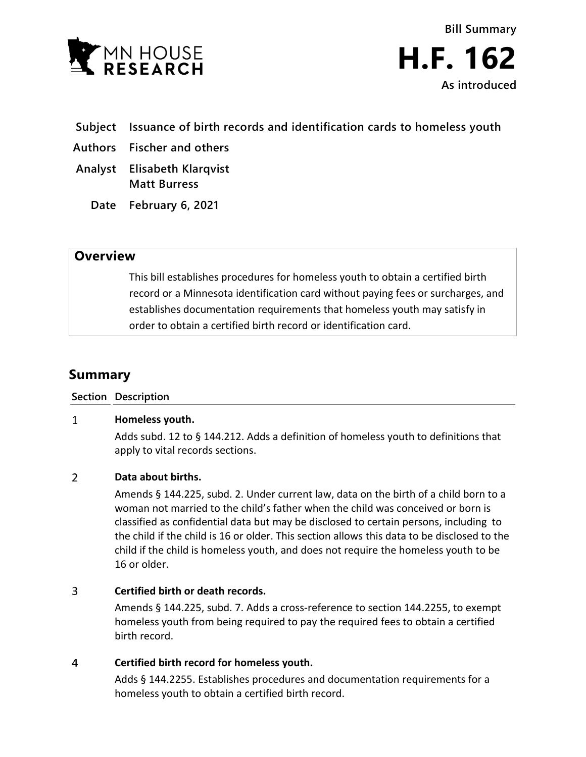Bill Summary

# H.F. 162

As introduced

**Subject** Issuance of birth records and identification cards to homeless youth

**Authors** Fischer and others

**Analyst** Elisabeth Klarqvist
Matt Burress

**Date** February 6, 2021

## Overview

This bill establishes procedures for homeless youth to obtain a certified birth record or a Minnesota identification card without paying fees or surcharges, and establishes documentation requirements that homeless youth may satisfy in order to obtain a certified birth record or identification card.

## Summary

| Section | Description |
|---|---|
| 1 | **Homeless youth.**<br>Adds subd. 12 to § 144.212. Adds a definition of homeless youth to definitions that apply to vital records sections. |
| 2 | **Data about births.**<br>Amends § 144.225, subd. 2. Under current law, data on the birth of a child born to a woman not married to the child's father when the child was conceived or born is classified as confidential data but may be disclosed to certain persons, including to the child if the child is 16 or older. This section allows this data to be disclosed to the child if the child is homeless youth, and does not require the homeless youth to be 16 or older. |
| 3 | **Certified birth or death records.**<br>Amends § 144.225, subd. 7. Adds a cross-reference to section 144.2255, to exempt homeless youth from being required to pay the required fees to obtain a certified birth record. |
| 4 | **Certified birth record for homeless youth.**<br>Adds § 144.2255. Establishes procedures and documentation requirements for a homeless youth to obtain a certified birth record. |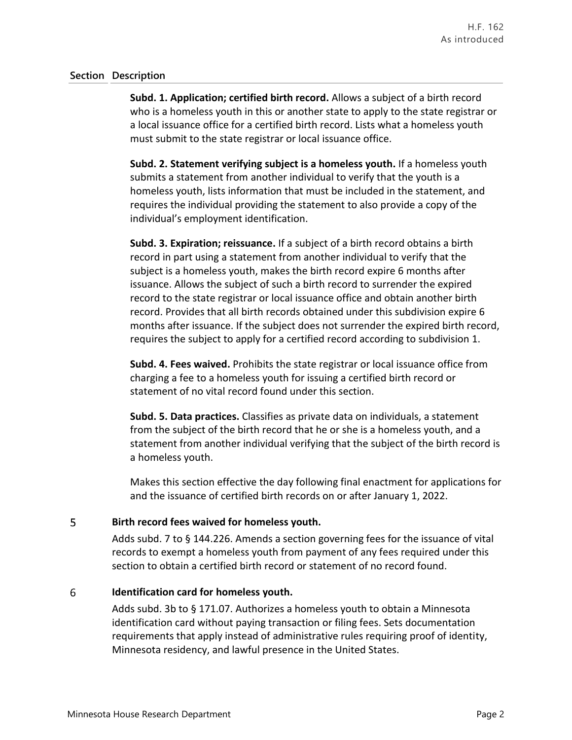| Section | Description |
|---|---|
| | **Subd. 1. Application; certified birth record.** Allows a subject of a birth record who is a homeless youth in this or another state to apply to the state registrar or a local issuance office for a certified birth record. Lists what a homeless youth must submit to the state registrar or local issuance office.<br><br>**Subd. 2. Statement verifying subject is a homeless youth.** If a homeless youth submits a statement from another individual to verify that the youth is a homeless youth, lists information that must be included in the statement, and requires the individual providing the statement to also provide a copy of the individual's employment identification.<br><br>**Subd. 3. Expiration; reissuance.** If a subject of a birth record obtains a birth record in part using a statement from another individual to verify that the subject is a homeless youth, makes the birth record expire 6 months after issuance. Allows the subject of such a birth record to surrender the expired record to the state registrar or local issuance office and obtain another birth record. Provides that all birth records obtained under this subdivision expire 6 months after issuance. If the subject does not surrender the expired birth record, requires the subject to apply for a certified record according to subdivision 1.<br><br>**Subd. 4. Fees waived.** Prohibits the state registrar or local issuance office from charging a fee to a homeless youth for issuing a certified birth record or statement of no vital record found under this section.<br><br>**Subd. 5. Data practices.** Classifies as private data on individuals, a statement from the subject of the birth record that he or she is a homeless youth, and a statement from another individual verifying that the subject of the birth record is a homeless youth.<br><br>Makes this section effective the day following final enactment for applications for and the issuance of certified birth records on or after January 1, 2022. |
| 5 | **Birth record fees waived for homeless youth.**<br><br>Adds subd. 7 to § 144.226. Amends a section governing fees for the issuance of vital records to exempt a homeless youth from payment of any fees required under this section to obtain a certified birth record or statement of no record found. |
| 6 | **Identification card for homeless youth.**<br><br>Adds subd. 3b to § 171.07. Authorizes a homeless youth to obtain a Minnesota identification card without paying transaction or filing fees. Sets documentation requirements that apply instead of administrative rules requiring proof of identity, Minnesota residency, and lawful presence in the United States. |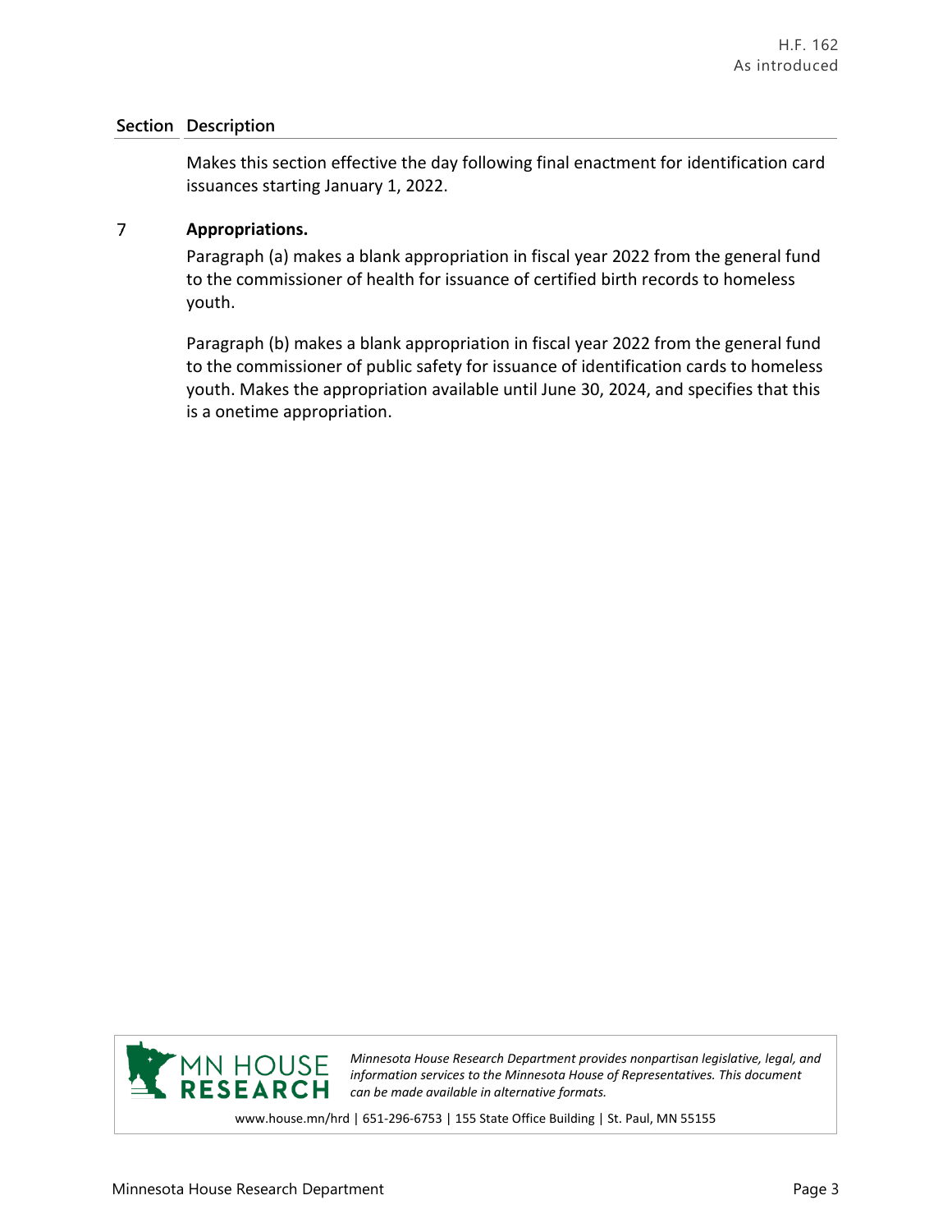| Section | Description |
|---|---|
| | Makes this section effective the day following final enactment for identification card issuances starting January 1, 2022. |
| 7 | **Appropriations.**<br><br>Paragraph (a) makes a blank appropriation in fiscal year 2022 from the general fund to the commissioner of health for issuance of certified birth records to homeless youth.<br><br>Paragraph (b) makes a blank appropriation in fiscal year 2022 from the general fund to the commissioner of public safety for issuance of identification cards to homeless youth. Makes the appropriation available until June 30, 2024, and specifies that this is a onetime appropriation. |

MN HOUSE RESEARCH

*Minnesota House Research Department provides nonpartisan legislative, legal, and information services to the Minnesota House of Representatives. This document can be made available in alternative formats.*

www.house.mn/hrd | 651-296-6753 | 155 State Office Building | St. Paul, MN 55155